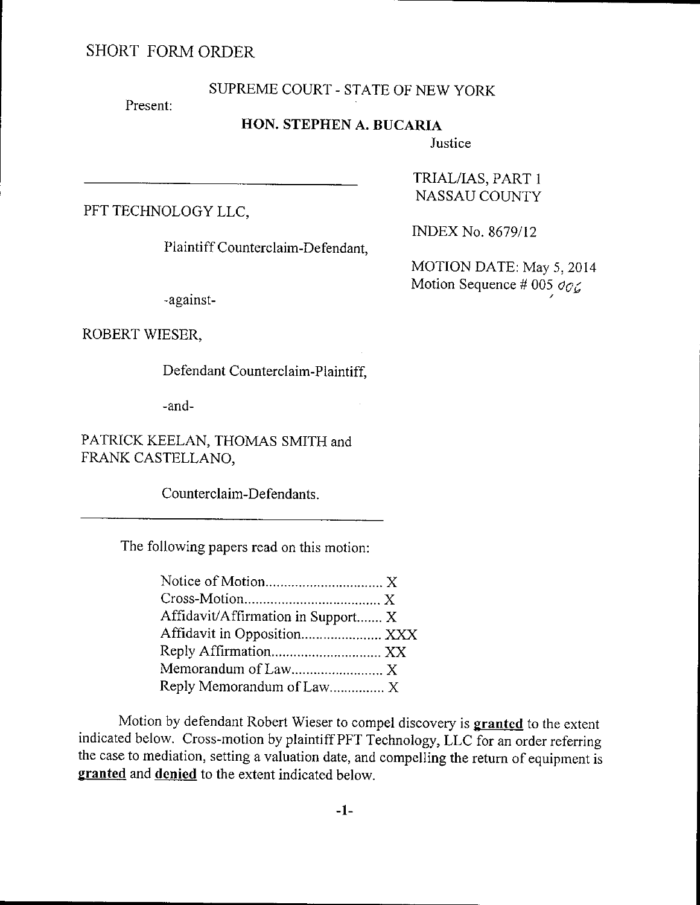SHORT FORM ORDER

SUPREME COURT - STATE OF NEW YORK

Present:

**HON. STEPHEN A. BUCARIA**

Justice

TRIAL/IAS, PART 1
NASSAU COUNTY

PFT TECHNOLOGY LLC,

Plaintiff Counterclaim-Defendant,

INDEX No. 8679/12

MOTION DATE: May 5, 2014
Motion Sequence # 005 006

-against-

ROBERT WIESER,

Defendant Counterclaim-Plaintiff,

-and-

PATRICK KEELAN, THOMAS SMITH and
FRANK CASTELLANO,

Counterclaim-Defendants.

The following papers read on this motion:

Notice of Motion................................ X
Cross-Motion..................................... X
Affidavit/Affirmation in Support....... X
Affidavit in Opposition...................... XXX
Reply Affirmation.............................. XX
Memorandum of Law......................... X
Reply Memorandum of Law............... X

Motion by defendant Robert Wieser to compel discovery is **granted** to the extent indicated below. Cross-motion by plaintiff PFT Technology, LLC for an order referring the case to mediation, setting a valuation date, and compelling the return of equipment is **granted** and **denied** to the extent indicated below.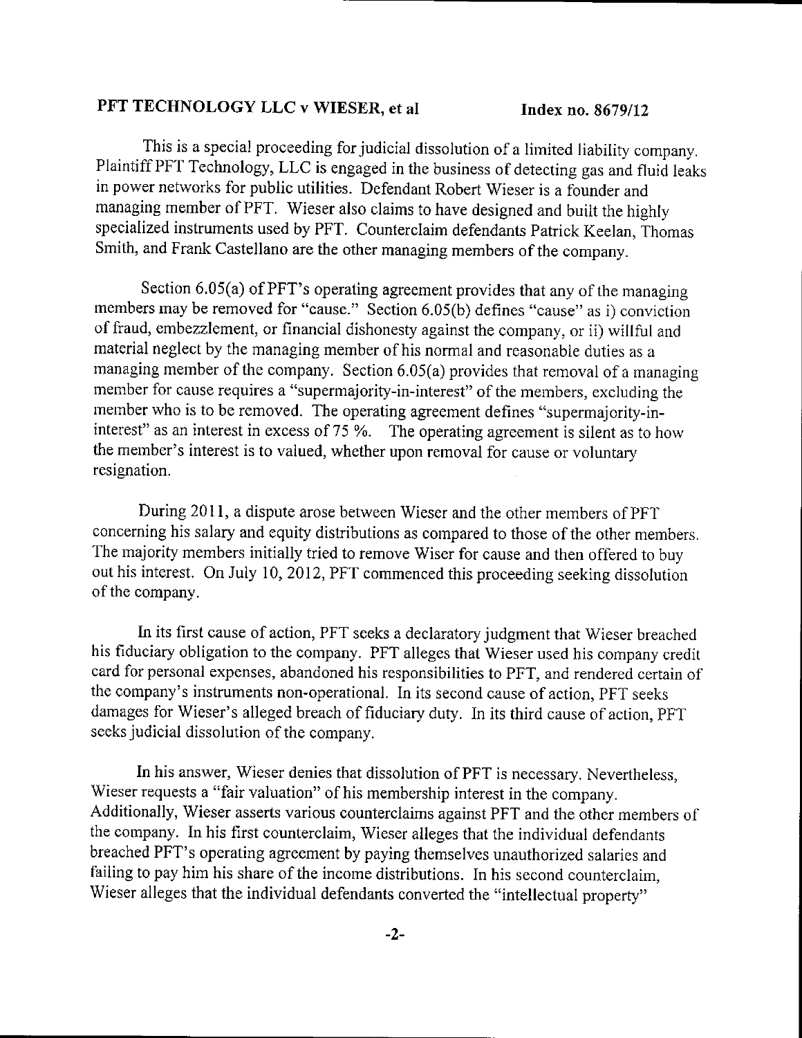**PFT TECHNOLOGY LLC v WIESER, et al** **Index no. 8679/12**

This is a special proceeding for judicial dissolution of a limited liability company. Plaintiff PFT Technology, LLC is engaged in the business of detecting gas and fluid leaks in power networks for public utilities. Defendant Robert Wieser is a founder and managing member of PFT. Wieser also claims to have designed and built the highly specialized instruments used by PFT. Counterclaim defendants Patrick Keelan, Thomas Smith, and Frank Castellano are the other managing members of the company.

Section 6.05(a) of PFT's operating agreement provides that any of the managing members may be removed for "cause." Section 6.05(b) defines "cause" as i) conviction of fraud, embezzlement, or financial dishonesty against the company, or ii) willful and material neglect by the managing member of his normal and reasonable duties as a managing member of the company. Section 6.05(a) provides that removal of a managing member for cause requires a "supermajority-in-interest" of the members, excluding the member who is to be removed. The operating agreement defines "supermajority-in-interest" as an interest in excess of 75 %. The operating agreement is silent as to how the member's interest is to valued, whether upon removal for cause or voluntary resignation.

During 2011, a dispute arose between Wieser and the other members of PFT concerning his salary and equity distributions as compared to those of the other members. The majority members initially tried to remove Wiser for cause and then offered to buy out his interest. On July 10, 2012, PFT commenced this proceeding seeking dissolution of the company.

In its first cause of action, PFT seeks a declaratory judgment that Wieser breached his fiduciary obligation to the company. PFT alleges that Wieser used his company credit card for personal expenses, abandoned his responsibilities to PFT, and rendered certain of the company's instruments non-operational. In its second cause of action, PFT seeks damages for Wieser's alleged breach of fiduciary duty. In its third cause of action, PFT seeks judicial dissolution of the company.

In his answer, Wieser denies that dissolution of PFT is necessary. Nevertheless, Wieser requests a "fair valuation" of his membership interest in the company. Additionally, Wieser asserts various counterclaims against PFT and the other members of the company. In his first counterclaim, Wieser alleges that the individual defendants breached PFT's operating agreement by paying themselves unauthorized salaries and failing to pay him his share of the income distributions. In his second counterclaim, Wieser alleges that the individual defendants converted the "intellectual property"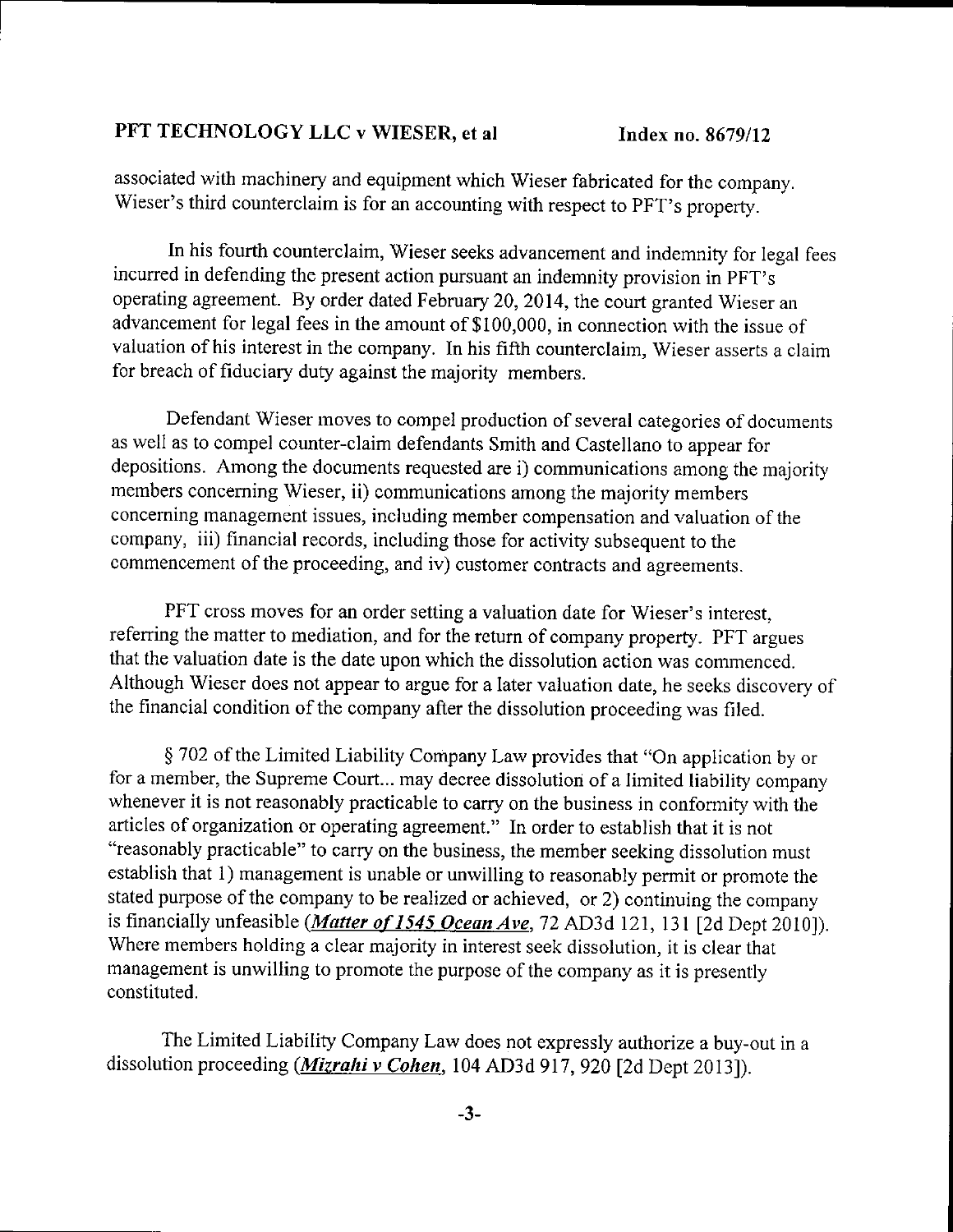associated with machinery and equipment which Wieser fabricated for the company. Wieser's third counterclaim is for an accounting with respect to PFT's property.

In his fourth counterclaim, Wieser seeks advancement and indemnity for legal fees incurred in defending the present action pursuant an indemnity provision in PFT's operating agreement. By order dated February 20, 2014, the court granted Wieser an advancement for legal fees in the amount of $100,000, in connection with the issue of valuation of his interest in the company. In his fifth counterclaim, Wieser asserts a claim for breach of fiduciary duty against the majority members.

Defendant Wieser moves to compel production of several categories of documents as well as to compel counter-claim defendants Smith and Castellano to appear for depositions. Among the documents requested are i) communications among the majority members concerning Wieser, ii) communications among the majority members concerning management issues, including member compensation and valuation of the company, iii) financial records, including those for activity subsequent to the commencement of the proceeding, and iv) customer contracts and agreements.

PFT cross moves for an order setting a valuation date for Wieser's interest, referring the matter to mediation, and for the return of company property. PFT argues that the valuation date is the date upon which the dissolution action was commenced. Although Wieser does not appear to argue for a later valuation date, he seeks discovery of the financial condition of the company after the dissolution proceeding was filed.

§ 702 of the Limited Liability Company Law provides that "On application by or for a member, the Supreme Court... may decree dissolution of a limited liability company whenever it is not reasonably practicable to carry on the business in conformity with the articles of organization or operating agreement." In order to establish that it is not "reasonably practicable" to carry on the business, the member seeking dissolution must establish that 1) management is unable or unwilling to reasonably permit or promote the stated purpose of the company to be realized or achieved, or 2) continuing the company is financially unfeasible (*Matter of 1545 Ocean Ave*, 72 AD3d 121, 131 [2d Dept 2010]). Where members holding a clear majority in interest seek dissolution, it is clear that management is unwilling to promote the purpose of the company as it is presently constituted.

The Limited Liability Company Law does not expressly authorize a buy-out in a dissolution proceeding (*Mizrahi v Cohen*, 104 AD3d 917, 920 [2d Dept 2013]).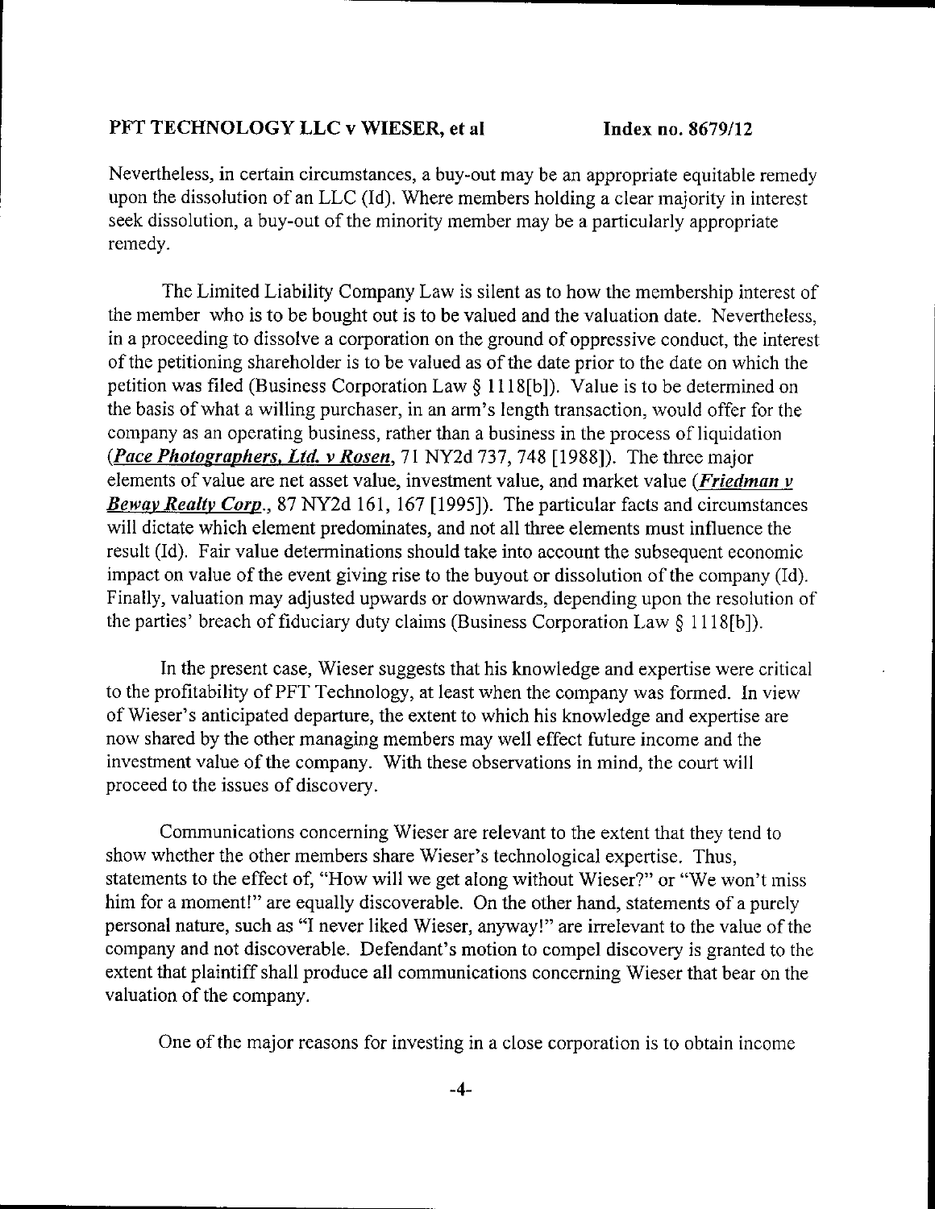Nevertheless, in certain circumstances, a buy-out may be an appropriate equitable remedy upon the dissolution of an LLC (Id). Where members holding a clear majority in interest seek dissolution, a buy-out of the minority member may be a particularly appropriate remedy.

The Limited Liability Company Law is silent as to how the membership interest of the member who is to be bought out is to be valued and the valuation date. Nevertheless, in a proceeding to dissolve a corporation on the ground of oppressive conduct, the interest of the petitioning shareholder is to be valued as of the date prior to the date on which the petition was filed (Business Corporation Law § 1118[b]). Value is to be determined on the basis of what a willing purchaser, in an arm's length transaction, would offer for the company as an operating business, rather than a business in the process of liquidation (***Pace Photographers, Ltd. v Rosen***, 71 NY2d 737, 748 [1988]). The three major elements of value are net asset value, investment value, and market value (***Friedman v Beway Realty Corp***., 87 NY2d 161, 167 [1995]). The particular facts and circumstances will dictate which element predominates, and not all three elements must influence the result (Id). Fair value determinations should take into account the subsequent economic impact on value of the event giving rise to the buyout or dissolution of the company (Id). Finally, valuation may adjusted upwards or downwards, depending upon the resolution of the parties' breach of fiduciary duty claims (Business Corporation Law § 1118[b]).

In the present case, Wieser suggests that his knowledge and expertise were critical to the profitability of PFT Technology, at least when the company was formed. In view of Wieser's anticipated departure, the extent to which his knowledge and expertise are now shared by the other managing members may well effect future income and the investment value of the company. With these observations in mind, the court will proceed to the issues of discovery.

Communications concerning Wieser are relevant to the extent that they tend to show whether the other members share Wieser's technological expertise. Thus, statements to the effect of, "How will we get along without Wieser?" or "We won't miss him for a moment!" are equally discoverable. On the other hand, statements of a purely personal nature, such as "I never liked Wieser, anyway!" are irrelevant to the value of the company and not discoverable. Defendant's motion to compel discovery is granted to the extent that plaintiff shall produce all communications concerning Wieser that bear on the valuation of the company.

One of the major reasons for investing in a close corporation is to obtain income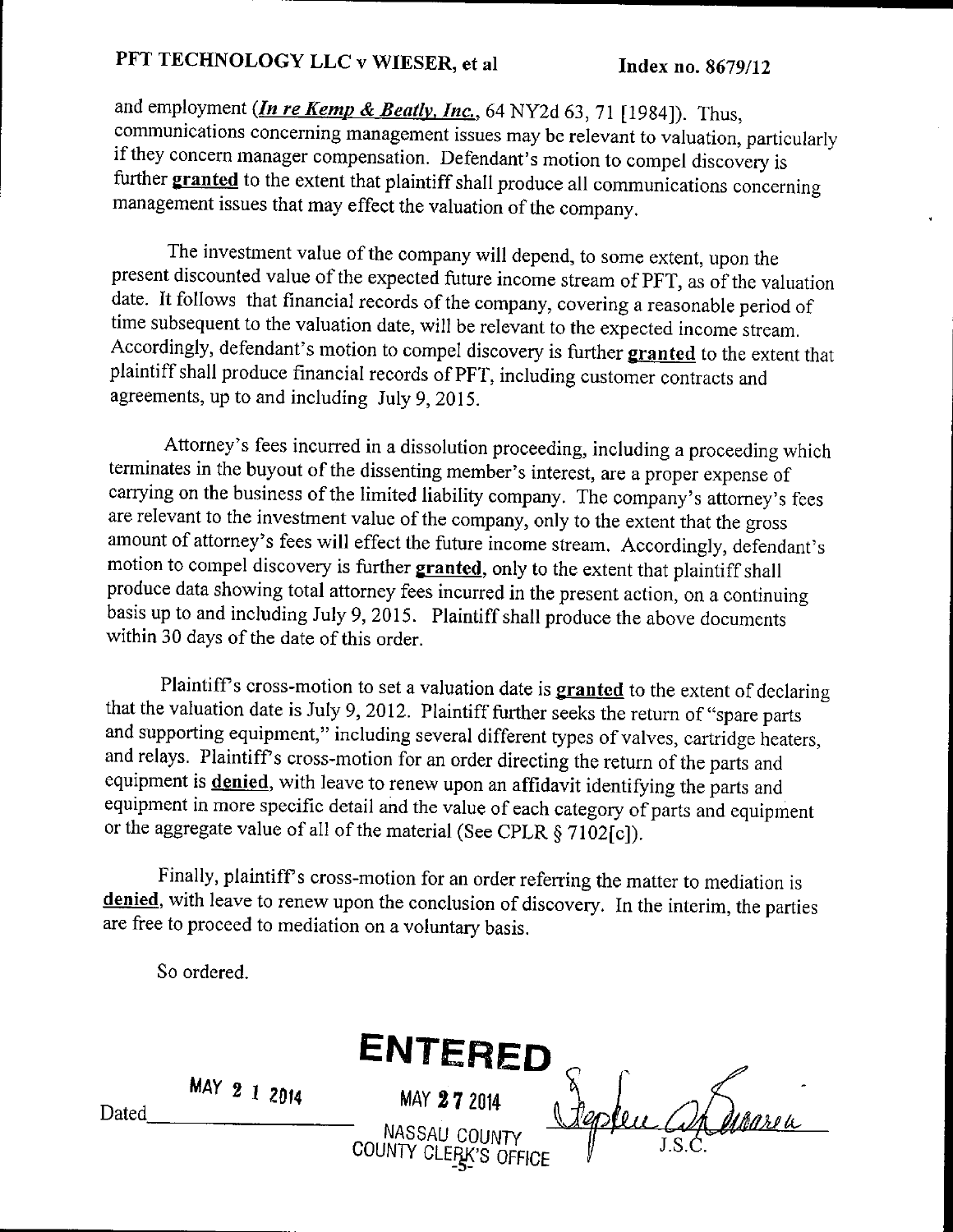and employment (***In re Kemp & Beatly, Inc.***, 64 NY2d 63, 71 [1984]). Thus, communications concerning management issues may be relevant to valuation, particularly if they concern manager compensation. Defendant's motion to compel discovery is further **granted** to the extent that plaintiff shall produce all communications concerning management issues that may effect the valuation of the company.

The investment value of the company will depend, to some extent, upon the present discounted value of the expected future income stream of PFT, as of the valuation date. It follows that financial records of the company, covering a reasonable period of time subsequent to the valuation date, will be relevant to the expected income stream. Accordingly, defendant's motion to compel discovery is further **granted** to the extent that plaintiff shall produce financial records of PFT, including customer contracts and agreements, up to and including July 9, 2015.

Attorney's fees incurred in a dissolution proceeding, including a proceeding which terminates in the buyout of the dissenting member's interest, are a proper expense of carrying on the business of the limited liability company. The company's attorney's fees are relevant to the investment value of the company, only to the extent that the gross amount of attorney's fees will effect the future income stream. Accordingly, defendant's motion to compel discovery is further **granted**, only to the extent that plaintiff shall produce data showing total attorney fees incurred in the present action, on a continuing basis up to and including July 9, 2015. Plaintiff shall produce the above documents within 30 days of the date of this order.

Plaintiff's cross-motion to set a valuation date is **granted** to the extent of declaring that the valuation date is July 9, 2012. Plaintiff further seeks the return of "spare parts and supporting equipment," including several different types of valves, cartridge heaters, and relays. Plaintiff's cross-motion for an order directing the return of the parts and equipment is **denied**, with leave to renew upon an affidavit identifying the parts and equipment in more specific detail and the value of each category of parts and equipment or the aggregate value of all of the material (See CPLR § 7102[c]).

Finally, plaintiff's cross-motion for an order referring the matter to mediation is **denied**, with leave to renew upon the conclusion of discovery. In the interim, the parties are free to proceed to mediation on a voluntary basis.

So ordered.

Dated MAY 21 2014

**ENTERED**
MAY 27 2014
NASSAU COUNTY
COUNTY CLERK'S OFFICE

J.S.C.